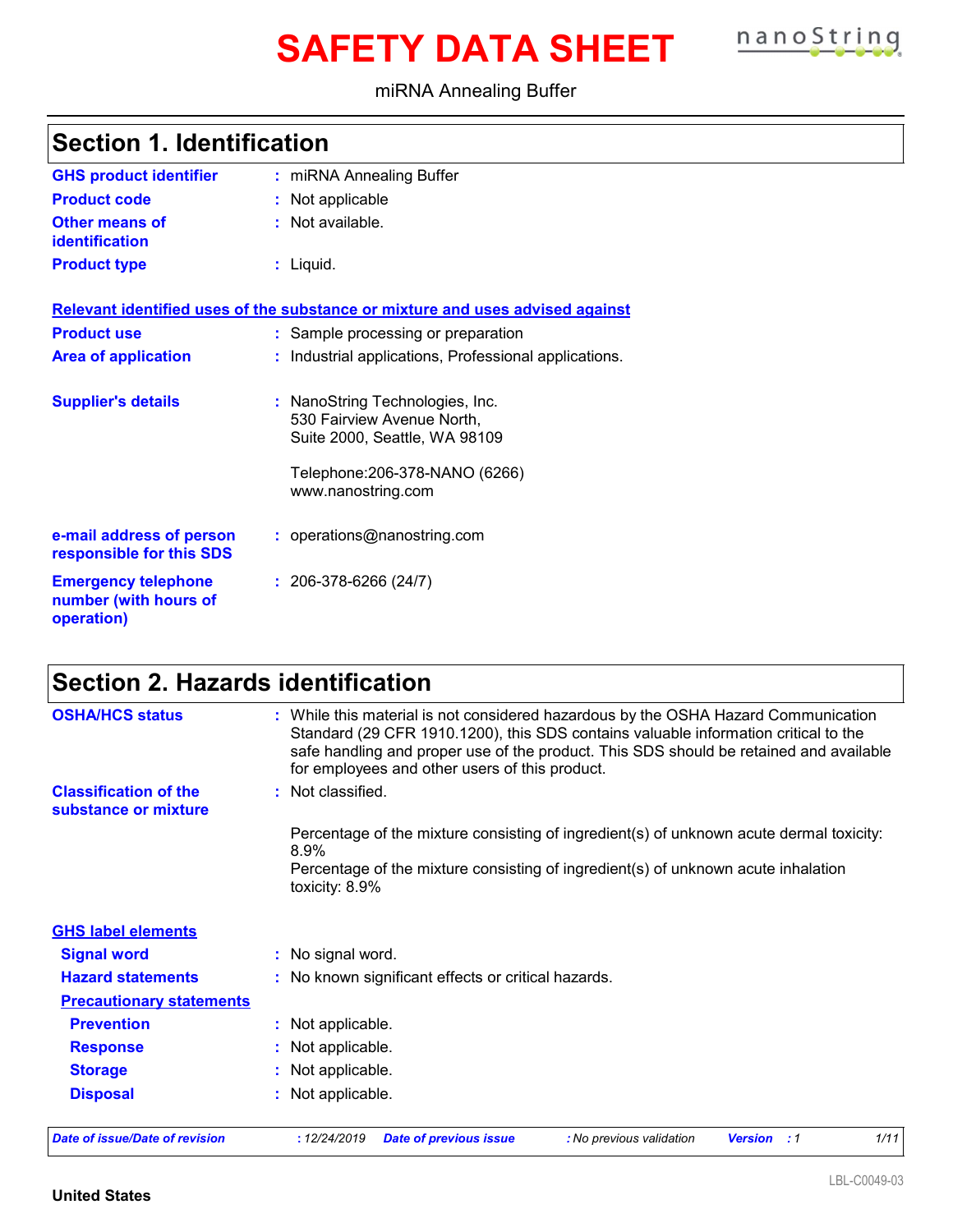# SAFETY DATA SHEET

miRNA Annealing Buffer

## Section 1. Identification

**GHS product identifier** : miRNA Annealing Buffer

**Product code** : Not applicable

**Other means of identification** : Not available.

**Product type** : Liquid.

**Relevant identified uses of the substance or mixture and uses advised against**

**Product use** : Sample processing or preparation

**Area of application** : Industrial applications, Professional applications.

**Supplier's details** : NanoString Technologies, Inc.
530 Fairview Avenue North,
Suite 2000, Seattle, WA 98109

Telephone:206-378-NANO (6266)
www.nanostring.com

**e-mail address of person responsible for this SDS** : operations@nanostring.com

**Emergency telephone number (with hours of operation)** : 206-378-6266 (24/7)

## Section 2. Hazards identification

**OSHA/HCS status** : While this material is not considered hazardous by the OSHA Hazard Communication Standard (29 CFR 1910.1200), this SDS contains valuable information critical to the safe handling and proper use of the product. This SDS should be retained and available for employees and other users of this product.

**Classification of the substance or mixture** : Not classified.

Percentage of the mixture consisting of ingredient(s) of unknown acute dermal toxicity: 8.9%
Percentage of the mixture consisting of ingredient(s) of unknown acute inhalation toxicity: 8.9%

**GHS label elements**

**Signal word** : No signal word.

**Hazard statements** : No known significant effects or critical hazards.

**Precautionary statements**

**Prevention** : Not applicable.

**Response** : Not applicable.

**Storage** : Not applicable.

**Disposal** : Not applicable.

*Date of issue/Date of revision* : 12/24/2019 *Date of previous issue* : No previous validation *Version* : 1

LBL-C0049-03

**United States**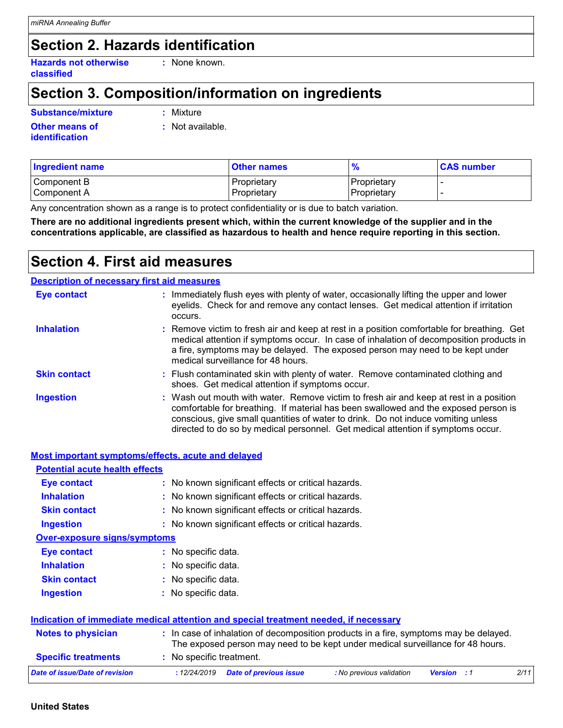## Section 2. Hazards identification

**Hazards not otherwise classified** : None known.

## Section 3. Composition/information on ingredients

**Substance/mixture** : Mixture

**Other means of identification** : Not available.

| Ingredient name | Other names | % | CAS number |
| --- | --- | --- | --- |
| Component B | Proprietary | Proprietary | - |
| Component A | Proprietary | Proprietary | - |

Any concentration shown as a range is to protect confidentiality or is due to batch variation.

**There are no additional ingredients present which, within the current knowledge of the supplier and in the concentrations applicable, are classified as hazardous to health and hence require reporting in this section.**

## Section 4. First aid measures

### Description of necessary first aid measures

**Eye contact** : Immediately flush eyes with plenty of water, occasionally lifting the upper and lower eyelids. Check for and remove any contact lenses. Get medical attention if irritation occurs.

**Inhalation** : Remove victim to fresh air and keep at rest in a position comfortable for breathing. Get medical attention if symptoms occur. In case of inhalation of decomposition products in a fire, symptoms may be delayed. The exposed person may need to be kept under medical surveillance for 48 hours.

**Skin contact** : Flush contaminated skin with plenty of water. Remove contaminated clothing and shoes. Get medical attention if symptoms occur.

**Ingestion** : Wash out mouth with water. Remove victim to fresh air and keep at rest in a position comfortable for breathing. If material has been swallowed and the exposed person is conscious, give small quantities of water to drink. Do not induce vomiting unless directed to do so by medical personnel. Get medical attention if symptoms occur.

### Most important symptoms/effects, acute and delayed

#### Potential acute health effects

**Eye contact** : No known significant effects or critical hazards.

**Inhalation** : No known significant effects or critical hazards.

**Skin contact** : No known significant effects or critical hazards.

**Ingestion** : No known significant effects or critical hazards.

#### Over-exposure signs/symptoms

**Eye contact** : No specific data.

**Inhalation** : No specific data.

**Skin contact** : No specific data.

**Ingestion** : No specific data.

### Indication of immediate medical attention and special treatment needed, if necessary

**Notes to physician** : In case of inhalation of decomposition products in a fire, symptoms may be delayed. The exposed person may need to be kept under medical surveillance for 48 hours.

**Specific treatments** : No specific treatment.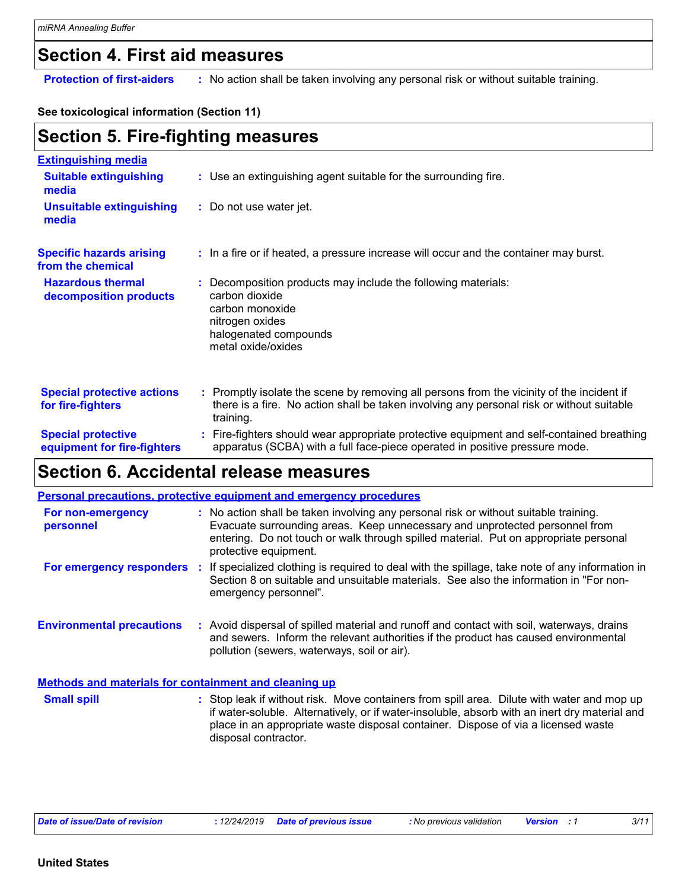## Section 4. First aid measures

**Protection of first-aiders** : No action shall be taken involving any personal risk or without suitable training.

**See toxicological information (Section 11)**

## Section 5. Fire-fighting measures

**Extinguishing media**

**Suitable extinguishing media** : Use an extinguishing agent suitable for the surrounding fire.

**Unsuitable extinguishing media** : Do not use water jet.

**Specific hazards arising from the chemical** : In a fire or if heated, a pressure increase will occur and the container may burst.

**Hazardous thermal decomposition products** : Decomposition products may include the following materials:
carbon dioxide
carbon monoxide
nitrogen oxides
halogenated compounds
metal oxide/oxides

**Special protective actions for fire-fighters** : Promptly isolate the scene by removing all persons from the vicinity of the incident if there is a fire. No action shall be taken involving any personal risk or without suitable training.

**Special protective equipment for fire-fighters** : Fire-fighters should wear appropriate protective equipment and self-contained breathing apparatus (SCBA) with a full face-piece operated in positive pressure mode.

## Section 6. Accidental release measures

**Personal precautions, protective equipment and emergency procedures**

**For non-emergency personnel** : No action shall be taken involving any personal risk or without suitable training. Evacuate surrounding areas. Keep unnecessary and unprotected personnel from entering. Do not touch or walk through spilled material. Put on appropriate personal protective equipment.

**For emergency responders** : If specialized clothing is required to deal with the spillage, take note of any information in Section 8 on suitable and unsuitable materials. See also the information in "For non-emergency personnel".

**Environmental precautions** : Avoid dispersal of spilled material and runoff and contact with soil, waterways, drains and sewers. Inform the relevant authorities if the product has caused environmental pollution (sewers, waterways, soil or air).

**Methods and materials for containment and cleaning up**

**Small spill** : Stop leak if without risk. Move containers from spill area. Dilute with water and mop up if water-soluble. Alternatively, or if water-insoluble, absorb with an inert dry material and place in an appropriate waste disposal container. Dispose of via a licensed waste disposal contractor.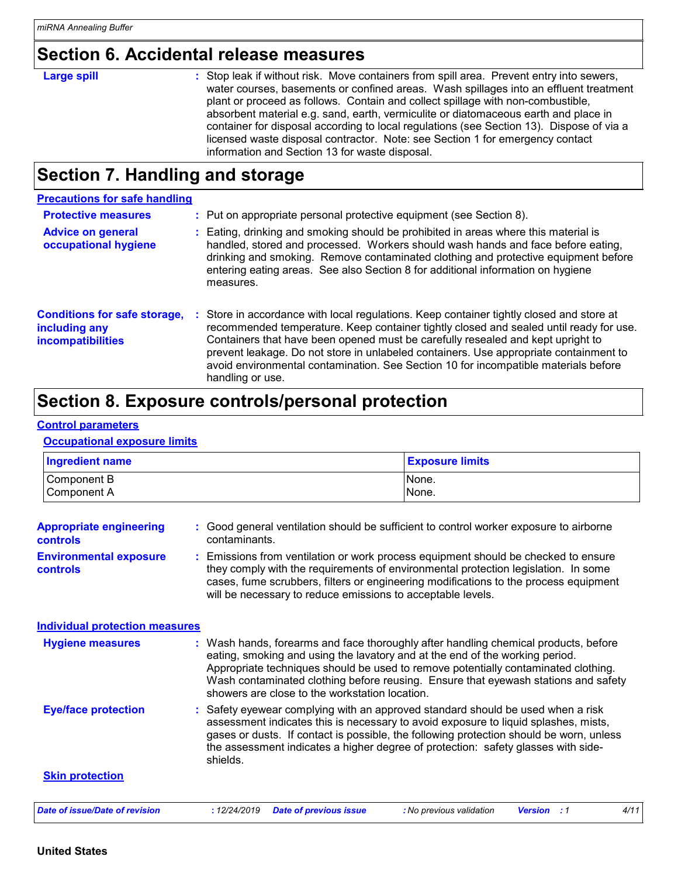## Section 6. Accidental release measures

**Large spill** : Stop leak if without risk. Move containers from spill area. Prevent entry into sewers, water courses, basements or confined areas. Wash spillages into an effluent treatment plant or proceed as follows. Contain and collect spillage with non-combustible, absorbent material e.g. sand, earth, vermiculite or diatomaceous earth and place in container for disposal according to local regulations (see Section 13). Dispose of via a licensed waste disposal contractor. Note: see Section 1 for emergency contact information and Section 13 for waste disposal.

## Section 7. Handling and storage

### Precautions for safe handling

**Protective measures** : Put on appropriate personal protective equipment (see Section 8).

**Advice on general occupational hygiene** : Eating, drinking and smoking should be prohibited in areas where this material is handled, stored and processed. Workers should wash hands and face before eating, drinking and smoking. Remove contaminated clothing and protective equipment before entering eating areas. See also Section 8 for additional information on hygiene measures.

**Conditions for safe storage, including any incompatibilities** : Store in accordance with local regulations. Keep container tightly closed and store at recommended temperature. Keep container tightly closed and sealed until ready for use. Containers that have been opened must be carefully resealed and kept upright to prevent leakage. Do not store in unlabeled containers. Use appropriate containment to avoid environmental contamination. See Section 10 for incompatible materials before handling or use.

## Section 8. Exposure controls/personal protection

### Control parameters

#### Occupational exposure limits

| Ingredient name | Exposure limits |
|---|---|
| Component B | None. |
| Component A | None. |

**Appropriate engineering controls** : Good general ventilation should be sufficient to control worker exposure to airborne contaminants.

**Environmental exposure controls** : Emissions from ventilation or work process equipment should be checked to ensure they comply with the requirements of environmental protection legislation. In some cases, fume scrubbers, filters or engineering modifications to the process equipment will be necessary to reduce emissions to acceptable levels.

### Individual protection measures

**Hygiene measures** : Wash hands, forearms and face thoroughly after handling chemical products, before eating, smoking and using the lavatory and at the end of the working period. Appropriate techniques should be used to remove potentially contaminated clothing. Wash contaminated clothing before reusing. Ensure that eyewash stations and safety showers are close to the workstation location.

**Eye/face protection** : Safety eyewear complying with an approved standard should be used when a risk assessment indicates this is necessary to avoid exposure to liquid splashes, mists, gases or dusts. If contact is possible, the following protection should be worn, unless the assessment indicates a higher degree of protection: safety glasses with side-shields.

#### Skin protection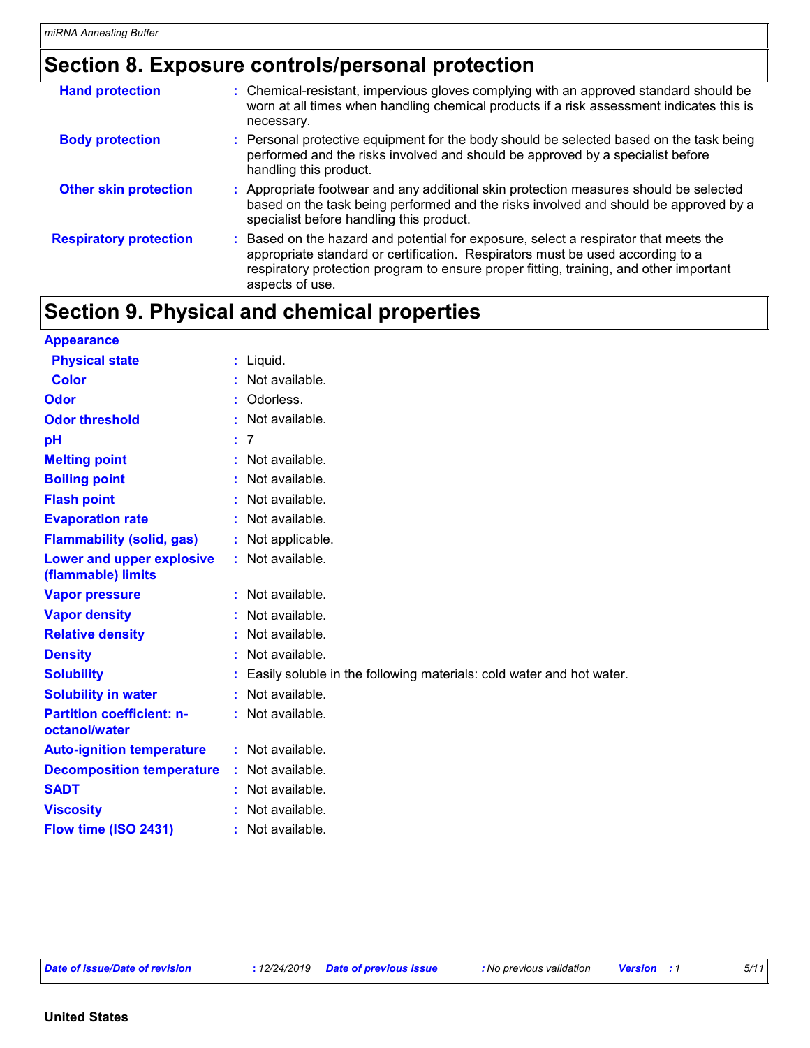## Section 8. Exposure controls/personal protection

| | |
|---|---|
| **Hand protection** | : Chemical-resistant, impervious gloves complying with an approved standard should be worn at all times when handling chemical products if a risk assessment indicates this is necessary. |
| **Body protection** | : Personal protective equipment for the body should be selected based on the task being performed and the risks involved and should be approved by a specialist before handling this product. |
| **Other skin protection** | : Appropriate footwear and any additional skin protection measures should be selected based on the task being performed and the risks involved and should be approved by a specialist before handling this product. |
| **Respiratory protection** | : Based on the hazard and potential for exposure, select a respirator that meets the appropriate standard or certification. Respirators must be used according to a respiratory protection program to ensure proper fitting, training, and other important aspects of use. |

## Section 9. Physical and chemical properties

**Appearance**

| | |
|---|---|
| **Physical state** | : Liquid. |
| **Color** | : Not available. |
| **Odor** | : Odorless. |
| **Odor threshold** | : Not available. |
| **pH** | : 7 |
| **Melting point** | : Not available. |
| **Boiling point** | : Not available. |
| **Flash point** | : Not available. |
| **Evaporation rate** | : Not available. |
| **Flammability (solid, gas)** | : Not applicable. |
| **Lower and upper explosive (flammable) limits** | : Not available. |
| **Vapor pressure** | : Not available. |
| **Vapor density** | : Not available. |
| **Relative density** | : Not available. |
| **Density** | : Not available. |
| **Solubility** | : Easily soluble in the following materials: cold water and hot water. |
| **Solubility in water** | : Not available. |
| **Partition coefficient: n-octanol/water** | : Not available. |
| **Auto-ignition temperature** | : Not available. |
| **Decomposition temperature** | : Not available. |
| **SADT** | : Not available. |
| **Viscosity** | : Not available. |
| **Flow time (ISO 2431)** | : Not available. |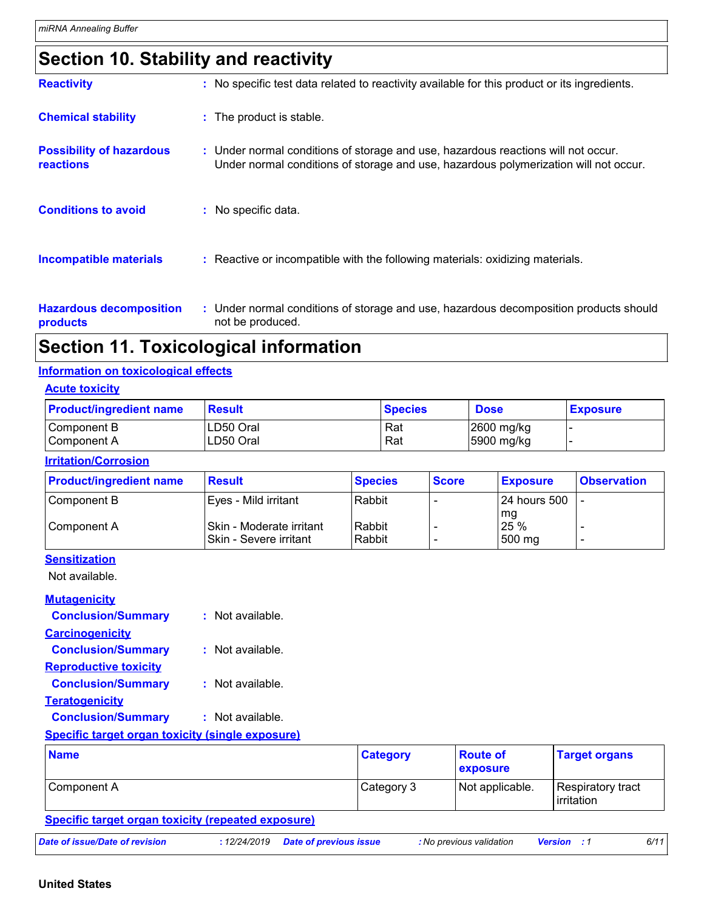## Section 10. Stability and reactivity

**Reactivity** : No specific test data related to reactivity available for this product or its ingredients.

**Chemical stability** : The product is stable.

**Possibility of hazardous reactions** : Under normal conditions of storage and use, hazardous reactions will not occur. Under normal conditions of storage and use, hazardous polymerization will not occur.

**Conditions to avoid** : No specific data.

**Incompatible materials** : Reactive or incompatible with the following materials: oxidizing materials.

**Hazardous decomposition products** : Under normal conditions of storage and use, hazardous decomposition products should not be produced.

## Section 11. Toxicological information

### Information on toxicological effects

#### Acute toxicity

| Product/ingredient name | Result | Species | Dose | Exposure |
|---|---|---|---|---|
| Component B | LD50 Oral | Rat | 2600 mg/kg | - |
| Component A | LD50 Oral | Rat | 5900 mg/kg | - |

#### Irritation/Corrosion

| Product/ingredient name | Result | Species | Score | Exposure | Observation |
|---|---|---|---|---|---|
| Component B | Eyes - Mild irritant | Rabbit | - | 24 hours 500 mg | - |
| Component A | Skin - Moderate irritant | Rabbit | - | 25 % | - |
| | Skin - Severe irritant | Rabbit | - | 500 mg | - |

#### Sensitization

Not available.

#### Mutagenicity

**Conclusion/Summary** : Not available.

#### Carcinogenicity

**Conclusion/Summary** : Not available.

#### Reproductive toxicity

**Conclusion/Summary** : Not available.

#### Teratogenicity

**Conclusion/Summary** : Not available.

#### Specific target organ toxicity (single exposure)

| Name | Category | Route of exposure | Target organs |
|---|---|---|---|
| Component A | Category 3 | Not applicable. | Respiratory tract irritation |

#### Specific target organ toxicity (repeated exposure)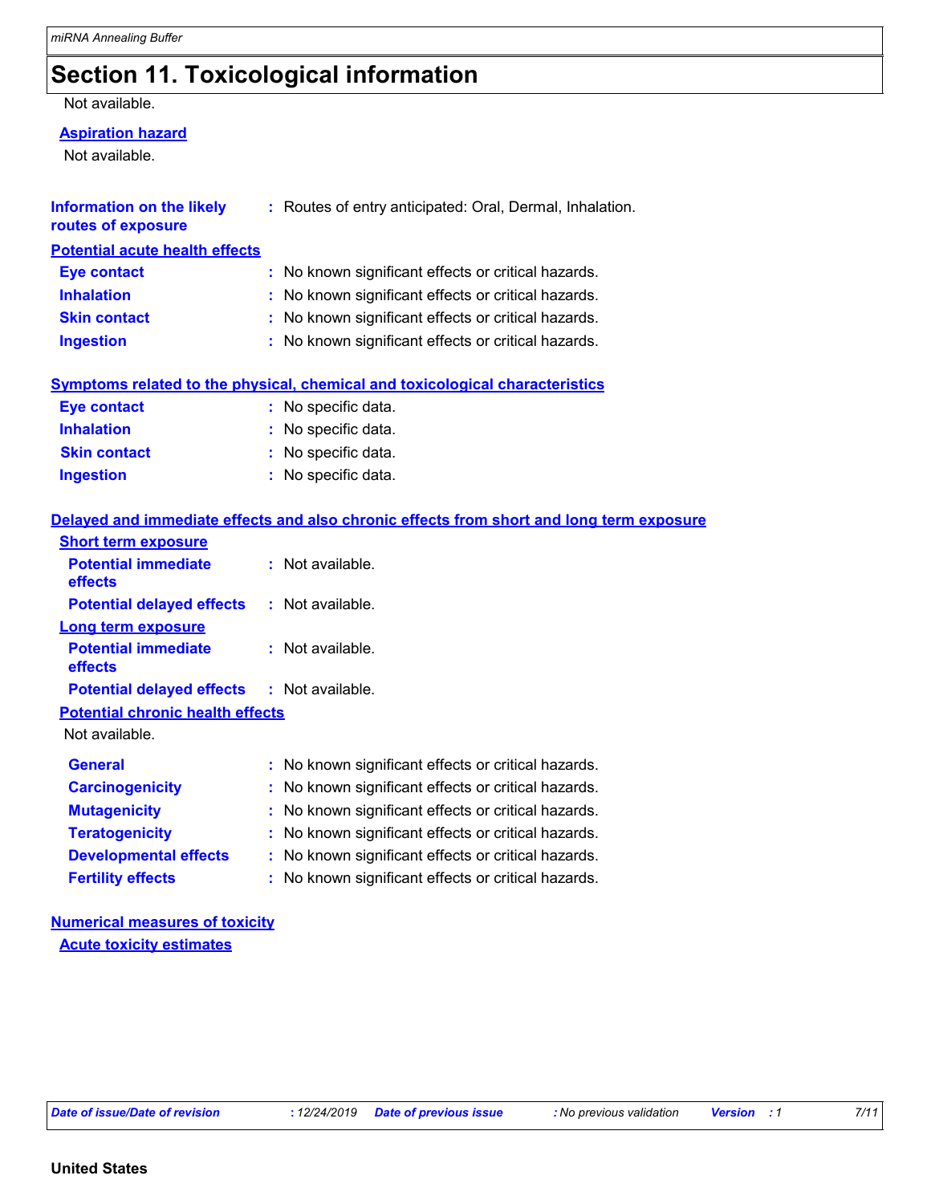## Section 11. Toxicological information

Not available.

**Aspiration hazard**

Not available.

**Information on the likely routes of exposure** : Routes of entry anticipated: Oral, Dermal, Inhalation.

**Potential acute health effects**

| | |
|---|---|
| **Eye contact** | : No known significant effects or critical hazards. |
| **Inhalation** | : No known significant effects or critical hazards. |
| **Skin contact** | : No known significant effects or critical hazards. |
| **Ingestion** | : No known significant effects or critical hazards. |

**Symptoms related to the physical, chemical and toxicological characteristics**

| | |
|---|---|
| **Eye contact** | : No specific data. |
| **Inhalation** | : No specific data. |
| **Skin contact** | : No specific data. |
| **Ingestion** | : No specific data. |

**Delayed and immediate effects and also chronic effects from short and long term exposure**

**Short term exposure**

| | |
|---|---|
| **Potential immediate effects** | : Not available. |
| **Potential delayed effects** | : Not available. |

**Long term exposure**

| | |
|---|---|
| **Potential immediate effects** | : Not available. |
| **Potential delayed effects** | : Not available. |

**Potential chronic health effects**

Not available.

| | |
|---|---|
| **General** | : No known significant effects or critical hazards. |
| **Carcinogenicity** | : No known significant effects or critical hazards. |
| **Mutagenicity** | : No known significant effects or critical hazards. |
| **Teratogenicity** | : No known significant effects or critical hazards. |
| **Developmental effects** | : No known significant effects or critical hazards. |
| **Fertility effects** | : No known significant effects or critical hazards. |

**Numerical measures of toxicity**

**Acute toxicity estimates**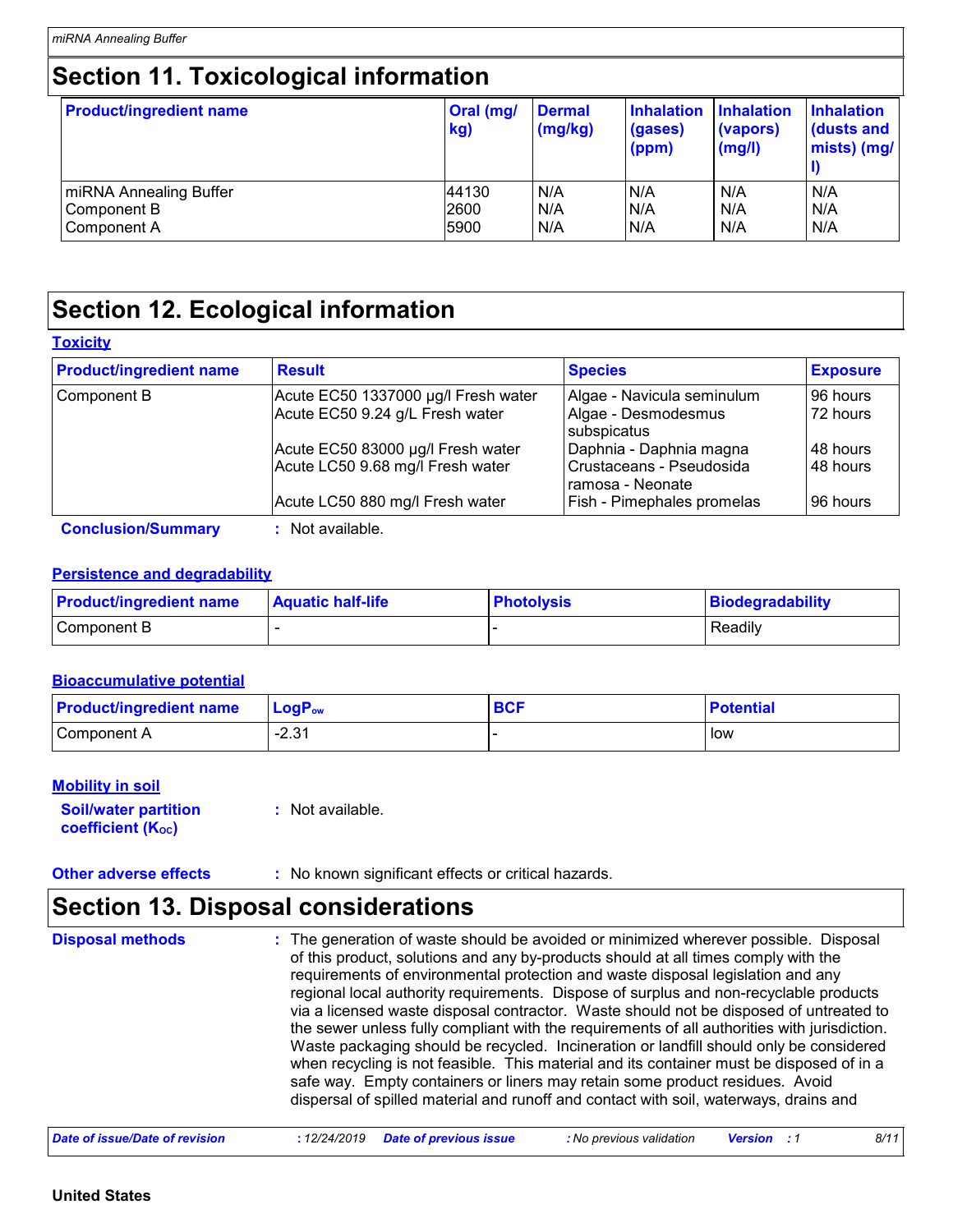# Section 11. Toxicological information

| Product/ingredient name | Oral (mg/kg) | Dermal (mg/kg) | Inhalation (gases) (ppm) | Inhalation (vapors) (mg/l) | Inhalation (dusts and mists) (mg/l) |
|---|---|---|---|---|---|
| miRNA Annealing Buffer | 44130 | N/A | N/A | N/A | N/A |
| Component B | 2600 | N/A | N/A | N/A | N/A |
| Component A | 5900 | N/A | N/A | N/A | N/A |

# Section 12. Ecological information

**Toxicity**

| Product/ingredient name | Result | Species | Exposure |
|---|---|---|---|
| Component B | Acute EC50 1337000 µg/l Fresh water | Algae - Navicula seminulum | 96 hours |
| | Acute EC50 9.24 g/L Fresh water | Algae - Desmodesmus subspicatus | 72 hours |
| | Acute EC50 83000 µg/l Fresh water | Daphnia - Daphnia magna | 48 hours |
| | Acute LC50 9.68 mg/l Fresh water | Crustaceans - Pseudosida ramosa - Neonate | 48 hours |
| | Acute LC50 880 mg/l Fresh water | Fish - Pimephales promelas | 96 hours |

**Conclusion/Summary** : Not available.

**Persistence and degradability**

| Product/ingredient name | Aquatic half-life | Photolysis | Biodegradability |
|---|---|---|---|
| Component B | - | - | Readily |

**Bioaccumulative potential**

| Product/ingredient name | $LogP_{ow}$ | BCF | Potential |
|---|---|---|---|
| Component A | -2.31 | - | low |

**Mobility in soil**

**Soil/water partition coefficient ($K_{OC}$)** : Not available.

**Other adverse effects** : No known significant effects or critical hazards.

# Section 13. Disposal considerations

**Disposal methods** : The generation of waste should be avoided or minimized wherever possible. Disposal of this product, solutions and any by-products should at all times comply with the requirements of environmental protection and waste disposal legislation and any regional local authority requirements. Dispose of surplus and non-recyclable products via a licensed waste disposal contractor. Waste should not be disposed of untreated to the sewer unless fully compliant with the requirements of all authorities with jurisdiction. Waste packaging should be recycled. Incineration or landfill should only be considered when recycling is not feasible. This material and its container must be disposed of in a safe way. Empty containers or liners may retain some product residues. Avoid dispersal of spilled material and runoff and contact with soil, waterways, drains and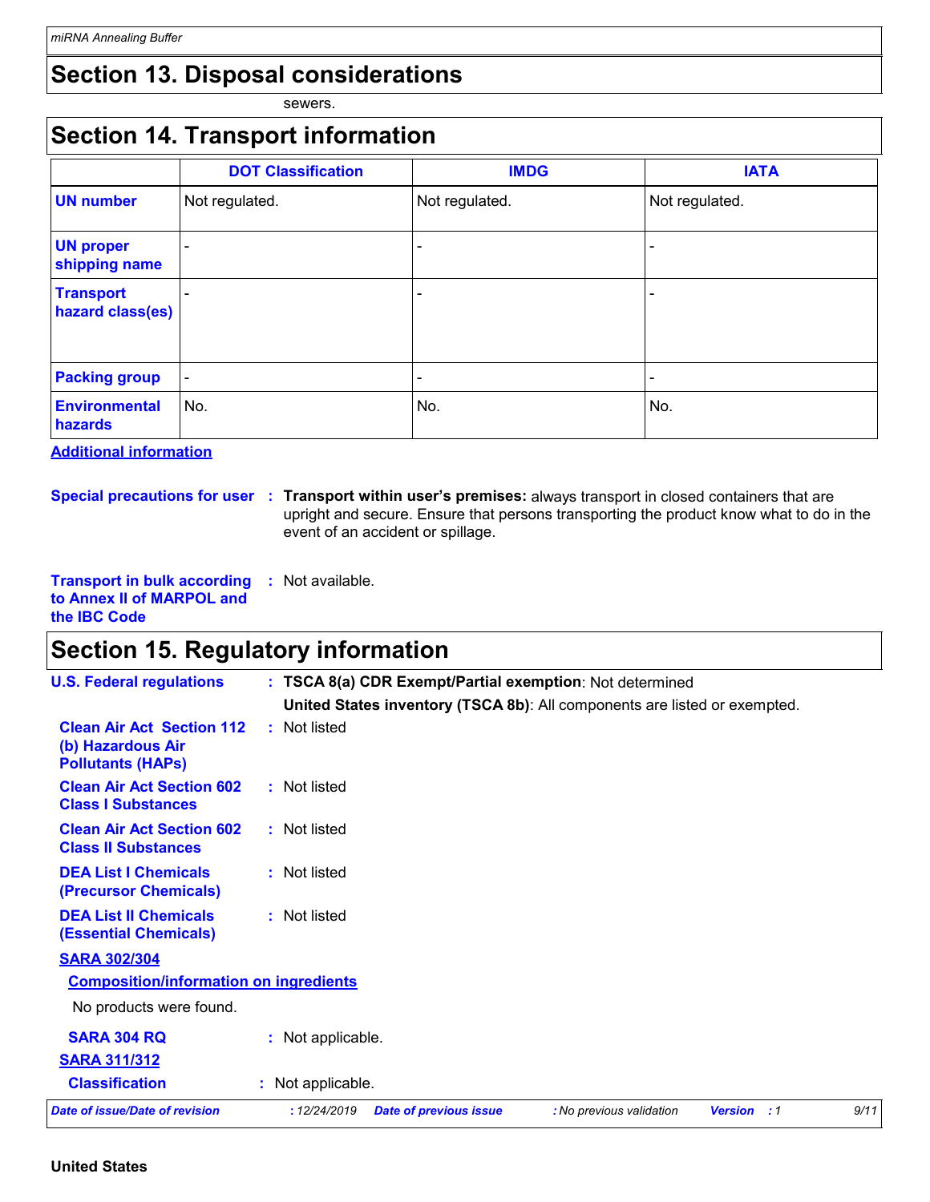## Section 13. Disposal considerations

sewers.

## Section 14. Transport information

| | DOT Classification | IMDG | IATA |
|---|---|---|---|
| **UN number** | Not regulated. | Not regulated. | Not regulated. |
| **UN proper shipping name** | - | - | - |
| **Transport hazard class(es)** | - | - | - |
| **Packing group** | - | - | - |
| **Environmental hazards** | No. | No. | No. |

**Additional information**

**Special precautions for user** : **Transport within user's premises:** always transport in closed containers that are upright and secure. Ensure that persons transporting the product know what to do in the event of an accident or spillage.

**Transport in bulk according to Annex II of MARPOL and the IBC Code** : Not available.

## Section 15. Regulatory information

**U.S. Federal regulations** : **TSCA 8(a) CDR Exempt/Partial exemption**: Not determined

**United States inventory (TSCA 8b)**: All components are listed or exempted.

**Clean Air Act Section 112 (b) Hazardous Air Pollutants (HAPs)** : Not listed

**Clean Air Act Section 602 Class I Substances** : Not listed

**Clean Air Act Section 602 Class II Substances** : Not listed

**DEA List I Chemicals (Precursor Chemicals)** : Not listed

**DEA List II Chemicals (Essential Chemicals)** : Not listed

**SARA 302/304**

**Composition/information on ingredients**

No products were found.

**SARA 304 RQ** : Not applicable.

**SARA 311/312**

**Classification** : Not applicable.

**United States**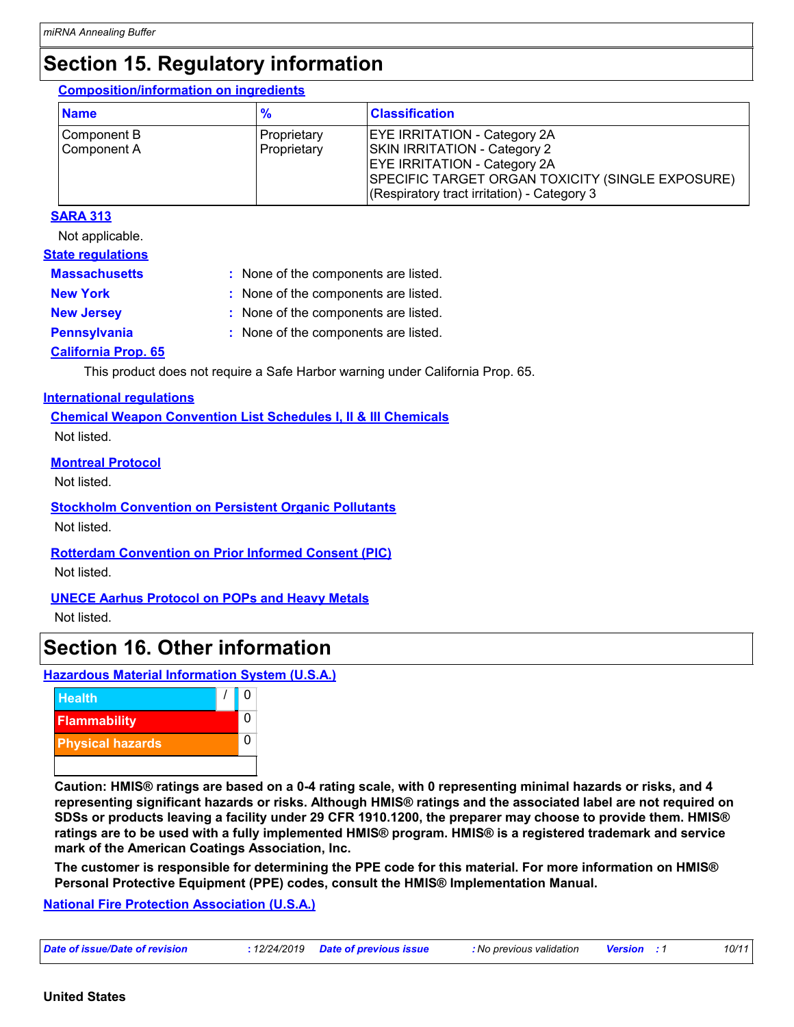## Section 15. Regulatory information

### Composition/information on ingredients

| Name | % | Classification |
|---|---|---|
| Component B<br>Component A | Proprietary<br>Proprietary | EYE IRRITATION - Category 2A<br>SKIN IRRITATION - Category 2<br>EYE IRRITATION - Category 2A<br>SPECIFIC TARGET ORGAN TOXICITY (SINGLE EXPOSURE) (Respiratory tract irritation) - Category 3 |

### SARA 313

Not applicable.

### State regulations

**Massachusetts** : None of the components are listed.

**New York** : None of the components are listed.

**New Jersey** : None of the components are listed.

**Pennsylvania** : None of the components are listed.

### California Prop. 65

This product does not require a Safe Harbor warning under California Prop. 65.

### International regulations

#### Chemical Weapon Convention List Schedules I, II & III Chemicals

Not listed.

#### Montreal Protocol

Not listed.

#### Stockholm Convention on Persistent Organic Pollutants

Not listed.

#### Rotterdam Convention on Prior Informed Consent (PIC)

Not listed.

#### UNECE Aarhus Protocol on POPs and Heavy Metals

Not listed.

## Section 16. Other information

### Hazardous Material Information System (U.S.A.)

| | | |
|---|---|---|
| Health | / | 0 |
| Flammability | | 0 |
| Physical hazards | | 0 |
| | | |

**Caution: HMIS® ratings are based on a 0-4 rating scale, with 0 representing minimal hazards or risks, and 4 representing significant hazards or risks. Although HMIS® ratings and the associated label are not required on SDSs or products leaving a facility under 29 CFR 1910.1200, the preparer may choose to provide them. HMIS® ratings are to be used with a fully implemented HMIS® program. HMIS® is a registered trademark and service mark of the American Coatings Association, Inc.**

**The customer is responsible for determining the PPE code for this material. For more information on HMIS® Personal Protective Equipment (PPE) codes, consult the HMIS® Implementation Manual.**

### National Fire Protection Association (U.S.A.)

*Date of issue/Date of revision* : 12/24/2019 *Date of previous issue* : No previous validation *Version* : 1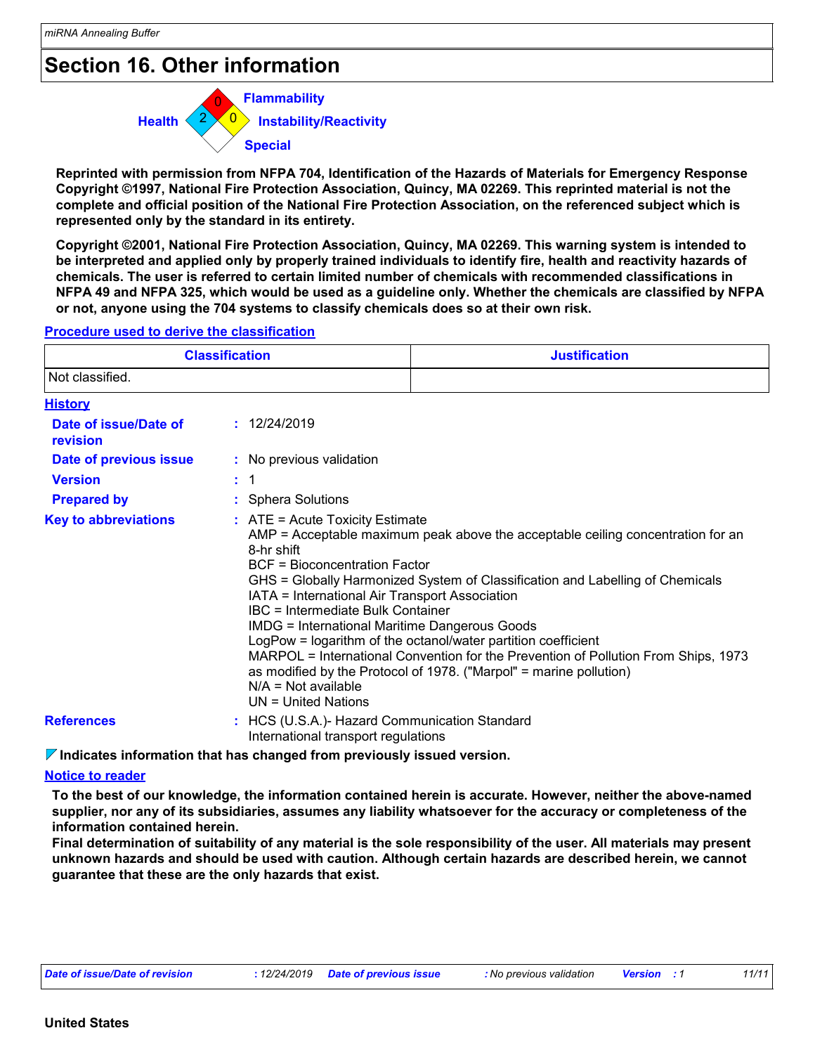# Section 16. Other information

Health 2 — Flammability 0 — Instability/Reactivity 0 — Special

**Reprinted with permission from NFPA 704, Identification of the Hazards of Materials for Emergency Response Copyright ©1997, National Fire Protection Association, Quincy, MA 02269. This reprinted material is not the complete and official position of the National Fire Protection Association, on the referenced subject which is represented only by the standard in its entirety.**

**Copyright ©2001, National Fire Protection Association, Quincy, MA 02269. This warning system is intended to be interpreted and applied only by properly trained individuals to identify fire, health and reactivity hazards of chemicals. The user is referred to certain limited number of chemicals with recommended classifications in NFPA 49 and NFPA 325, which would be used as a guideline only. Whether the chemicals are classified by NFPA or not, anyone using the 704 systems to classify chemicals does so at their own risk.**

## Procedure used to derive the classification

| Classification | Justification |
|---|---|
| Not classified. | |

## History

**Date of issue/Date of revision** : 12/24/2019

**Date of previous issue** : No previous validation

**Version** : 1

**Prepared by** : Sphera Solutions

**Key to abbreviations** : ATE = Acute Toxicity Estimate
AMP = Acceptable maximum peak above the acceptable ceiling concentration for an 8-hr shift
BCF = Bioconcentration Factor
GHS = Globally Harmonized System of Classification and Labelling of Chemicals
IATA = International Air Transport Association
IBC = Intermediate Bulk Container
IMDG = International Maritime Dangerous Goods
LogPow = logarithm of the octanol/water partition coefficient
MARPOL = International Convention for the Prevention of Pollution From Ships, 1973 as modified by the Protocol of 1978. ("Marpol" = marine pollution)
N/A = Not available
UN = United Nations

**References** : HCS (U.S.A.)- Hazard Communication Standard
International transport regulations

**Indicates information that has changed from previously issued version.**

## Notice to reader

**To the best of our knowledge, the information contained herein is accurate. However, neither the above-named supplier, nor any of its subsidiaries, assumes any liability whatsoever for the accuracy or completeness of the information contained herein.**
**Final determination of suitability of any material is the sole responsibility of the user. All materials may present unknown hazards and should be used with caution. Although certain hazards are described herein, we cannot guarantee that these are the only hazards that exist.**